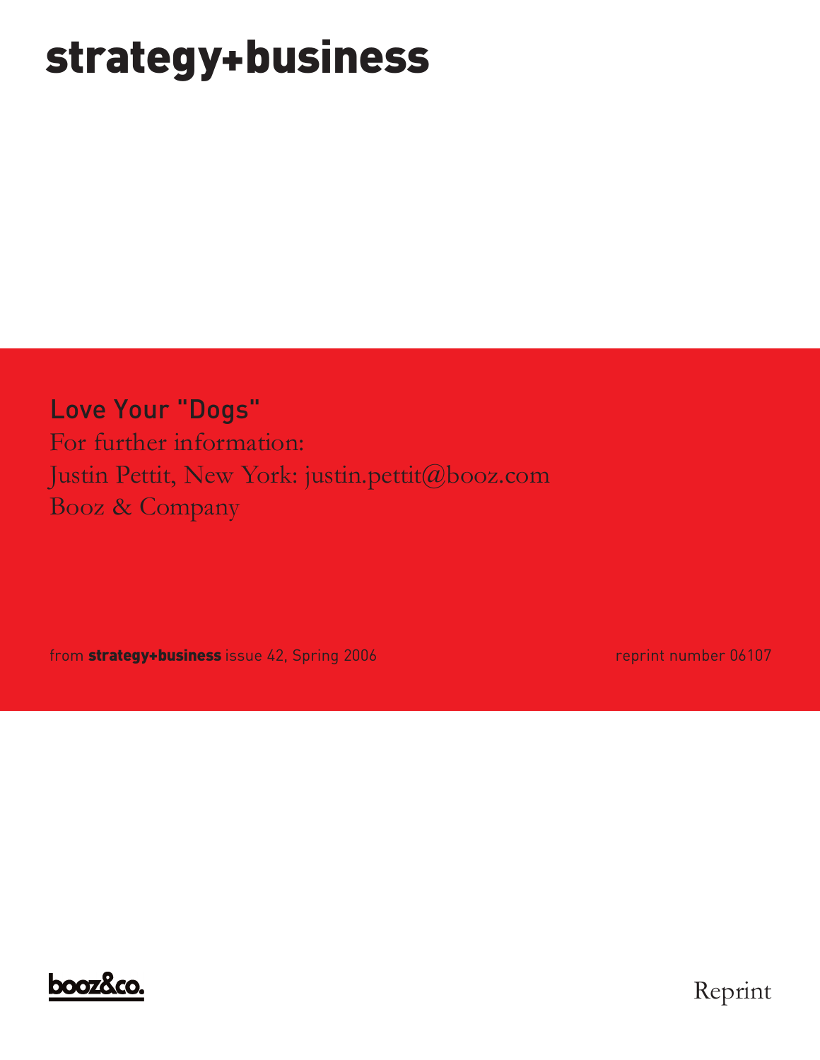# strategy+business

## Love Your "Dogs"

For further information:

Justin Pettit, New York: justin.pettit@booz.com

Booz & Company

from **strategy+business** issue 42, Spring 2006

reprint number 06107

booz&co.

Reprint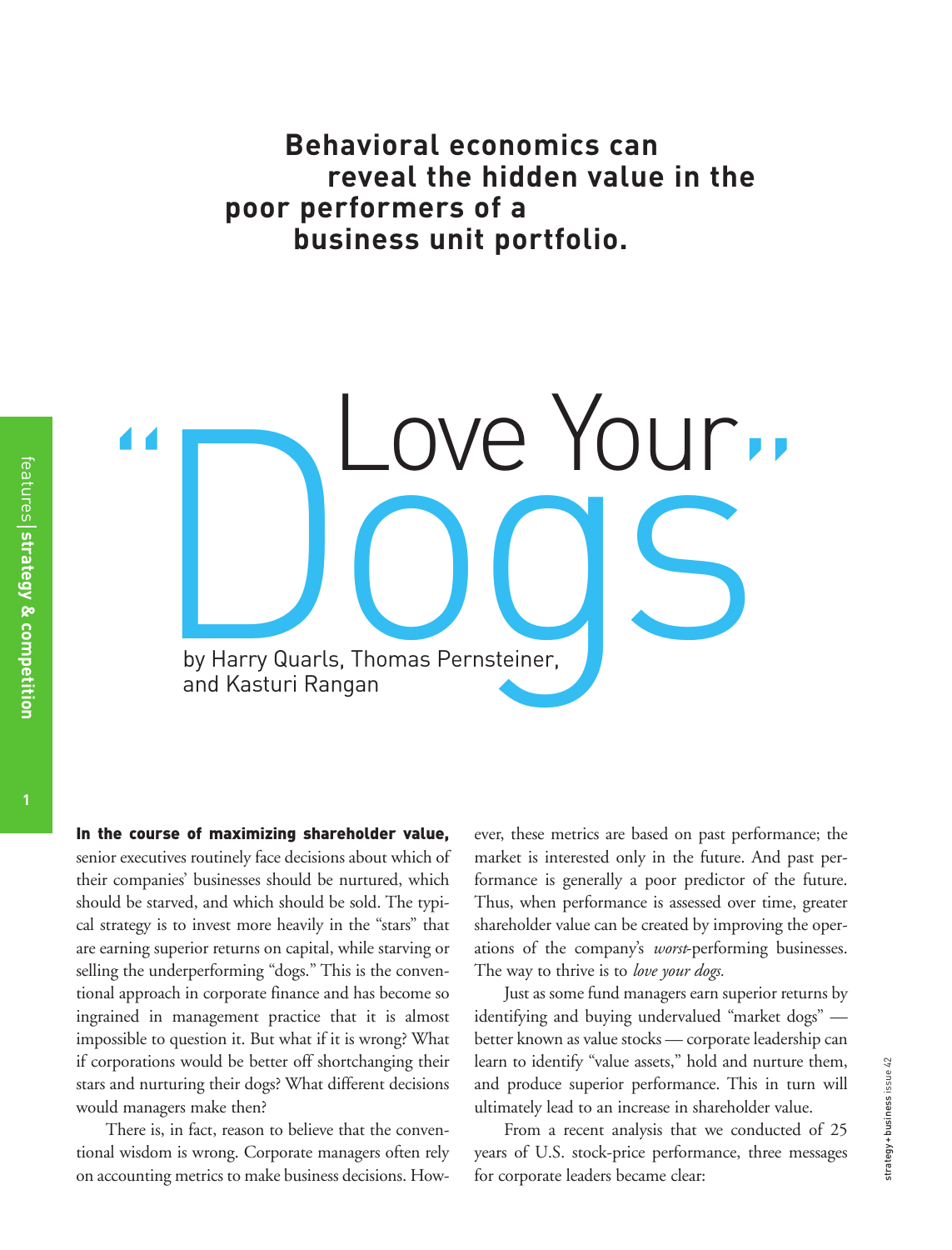**Behavioral economics can reveal the hidden value in the poor performers of a business unit portfolio.**

# "Love Your Dogs"

by Harry Quarls, Thomas Pernsteiner, and Kasturi Rangan

**In the course of maximizing shareholder value,** senior executives routinely face decisions about which of their companies' businesses should be nurtured, which should be starved, and which should be sold. The typical strategy is to invest more heavily in the "stars" that are earning superior returns on capital, while starving or selling the underperforming "dogs." This is the conventional approach in corporate finance and has become so ingrained in management practice that it is almost impossible to question it. But what if it is wrong? What if corporations would be better off shortchanging their stars and nurturing their dogs? What different decisions would managers make then?

There is, in fact, reason to believe that the conventional wisdom is wrong. Corporate managers often rely on accounting metrics to make business decisions. However, these metrics are based on past performance; the market is interested only in the future. And past performance is generally a poor predictor of the future. Thus, when performance is assessed over time, greater shareholder value can be created by improving the operations of the company's *worst*-performing businesses. The way to thrive is to *love your dogs.*

Just as some fund managers earn superior returns by identifying and buying undervalued "market dogs" — better known as value stocks — corporate leadership can learn to identify "value assets," hold and nurture them, and produce superior performance. This in turn will ultimately lead to an increase in shareholder value.

From a recent analysis that we conducted of 25 years of U.S. stock-price performance, three messages for corporate leaders became clear: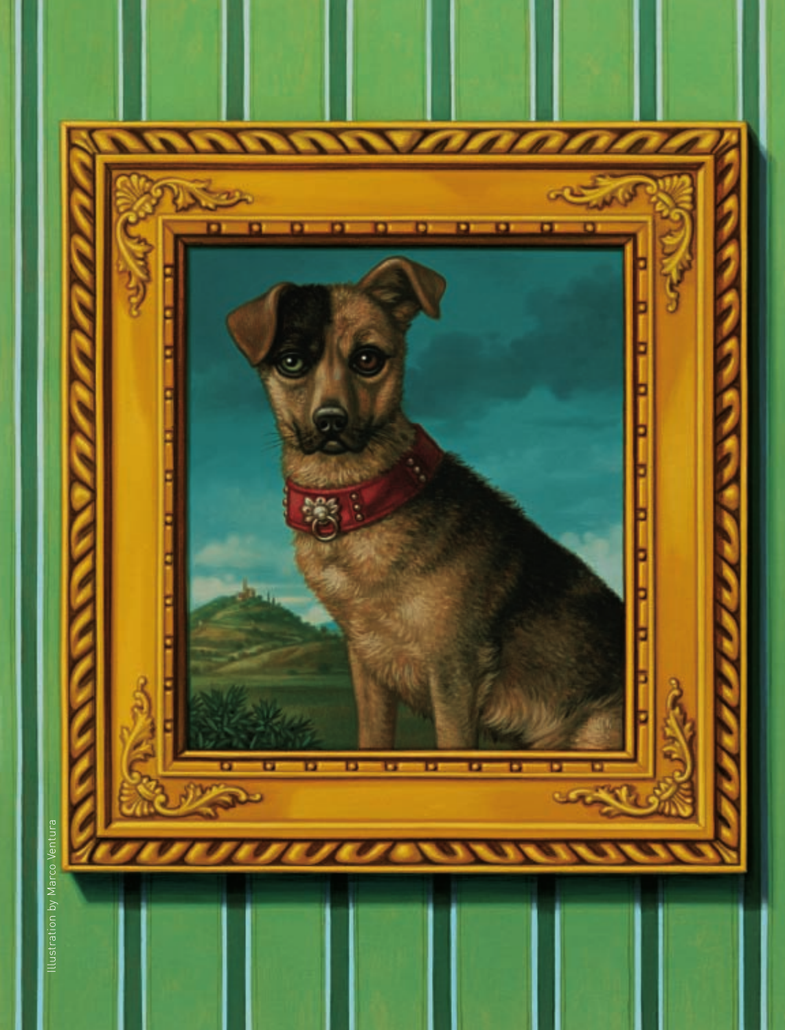Illustration by Marco Ventura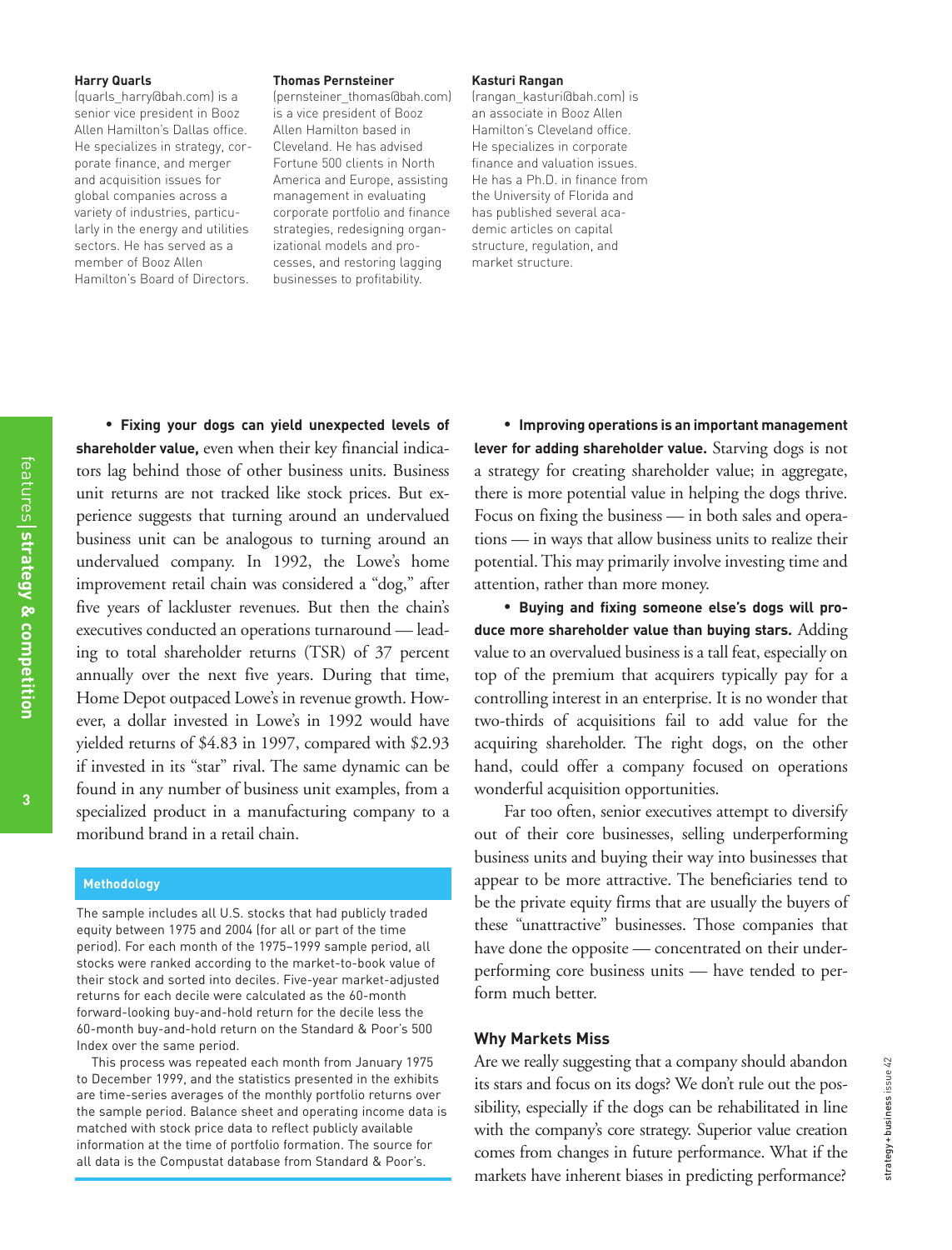**Harry Quarls**
(quarls_harry@bah.com) is a senior vice president in Booz Allen Hamilton's Dallas office. He specializes in strategy, corporate finance, and merger and acquisition issues for global companies across a variety of industries, particularly in the energy and utilities sectors. He has served as a member of Booz Allen Hamilton's Board of Directors.

**Thomas Pernsteiner**
(pernsteiner_thomas@bah.com) is a vice president of Booz Allen Hamilton based in Cleveland. He has advised Fortune 500 clients in North America and Europe, assisting management in evaluating corporate portfolio and finance strategies, redesigning organizational models and processes, and restoring lagging businesses to profitability.

**Kasturi Rangan**
(rangan_kasturi@bah.com) is an associate in Booz Allen Hamilton's Cleveland office. He specializes in corporate finance and valuation issues. He has a Ph.D. in finance from the University of Florida and has published several academic articles on capital structure, regulation, and market structure.

• **Fixing your dogs can yield unexpected levels of shareholder value,** even when their key financial indicators lag behind those of other business units. Business unit returns are not tracked like stock prices. But experience suggests that turning around an undervalued business unit can be analogous to turning around an undervalued company. In 1992, the Lowe's home improvement retail chain was considered a "dog," after five years of lackluster revenues. But then the chain's executives conducted an operations turnaround — leading to total shareholder returns (TSR) of 37 percent annually over the next five years. During that time, Home Depot outpaced Lowe's in revenue growth. However, a dollar invested in Lowe's in 1992 would have yielded returns of $4.83 in 1997, compared with $2.93 if invested in its "star" rival. The same dynamic can be found in any number of business unit examples, from a specialized product in a manufacturing company to a moribund brand in a retail chain.

### Methodology

The sample includes all U.S. stocks that had publicly traded equity between 1975 and 2004 (for all or part of the time period). For each month of the 1975–1999 sample period, all stocks were ranked according to the market-to-book value of their stock and sorted into deciles. Five-year market-adjusted returns for each decile were calculated as the 60-month forward-looking buy-and-hold return for the decile less the 60-month buy-and-hold return on the Standard & Poor's 500 Index over the same period.

This process was repeated each month from January 1975 to December 1999, and the statistics presented in the exhibits are time-series averages of the monthly portfolio returns over the sample period. Balance sheet and operating income data is matched with stock price data to reflect publicly available information at the time of portfolio formation. The source for all data is the Compustat database from Standard & Poor's.

• **Improving operations is an important management lever for adding shareholder value.** Starving dogs is not a strategy for creating shareholder value; in aggregate, there is more potential value in helping the dogs thrive. Focus on fixing the business — in both sales and operations — in ways that allow business units to realize their potential. This may primarily involve investing time and attention, rather than more money.

• **Buying and fixing someone else's dogs will produce more shareholder value than buying stars.** Adding value to an overvalued business is a tall feat, especially on top of the premium that acquirers typically pay for a controlling interest in an enterprise. It is no wonder that two-thirds of acquisitions fail to add value for the acquiring shareholder. The right dogs, on the other hand, could offer a company focused on operations wonderful acquisition opportunities.

Far too often, senior executives attempt to diversify out of their core businesses, selling underperforming business units and buying their way into businesses that appear to be more attractive. The beneficiaries tend to be the private equity firms that are usually the buyers of these "unattractive" businesses. Those companies that have done the opposite — concentrated on their underperforming core business units — have tended to perform much better.

### Why Markets Miss

Are we really suggesting that a company should abandon its stars and focus on its dogs? We don't rule out the possibility, especially if the dogs can be rehabilitated in line with the company's core strategy. Superior value creation comes from changes in future performance. What if the markets have inherent biases in predicting performance?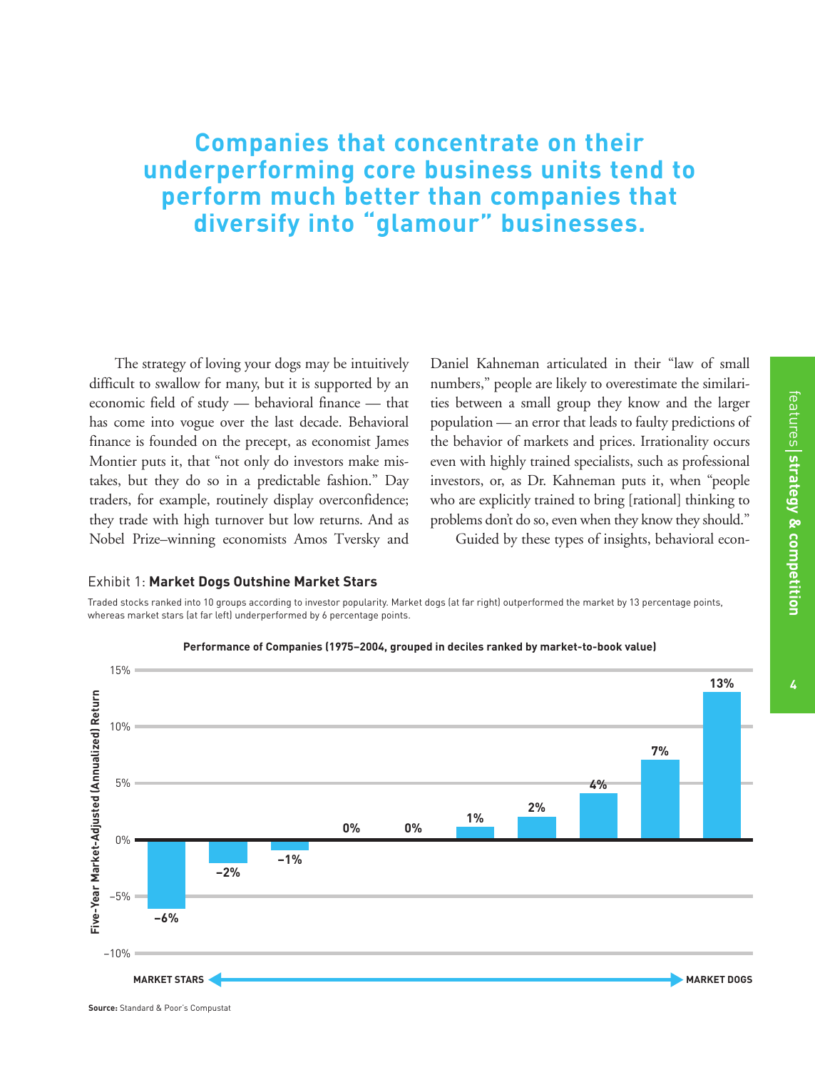## Companies that concentrate on their underperforming core business units tend to perform much better than companies that diversify into "glamour" businesses.

The strategy of loving your dogs may be intuitively difficult to swallow for many, but it is supported by an economic field of study — behavioral finance — that has come into vogue over the last decade. Behavioral finance is founded on the precept, as economist James Montier puts it, that "not only do investors make mistakes, but they do so in a predictable fashion." Day traders, for example, routinely display overconfidence; they trade with high turnover but low returns. And as Nobel Prize–winning economists Amos Tversky and Daniel Kahneman articulated in their "law of small numbers," people are likely to overestimate the similarities between a small group they know and the larger population — an error that leads to faulty predictions of the behavior of markets and prices. Irrationality occurs even with highly trained specialists, such as professional investors, or, as Dr. Kahneman puts it, when "people who are explicitly trained to bring [rational] thinking to problems don't do so, even when they know they should."

Guided by these types of insights, behavioral econ-

Exhibit 1: **Market Dogs Outshine Market Stars**

Traded stocks ranked into 10 groups according to investor popularity. Market dogs (at far right) outperformed the market by 13 percentage points, whereas market stars (at far left) underperformed by 6 percentage points.

**Performance of Companies (1975–2004, grouped in deciles ranked by market-to-book value)**

| Decile (Market Stars → Market Dogs) | Five-Year Market-Adjusted (Annualized) Return |
|---|---|
| 1 (Market Stars) | –6% |
| 2 | –2% |
| 3 | –1% |
| 4 | 0% |
| 5 | 0% |
| 6 | 1% |
| 7 | 2% |
| 8 | 4% |
| 9 | 7% |
| 10 (Market Dogs) | 13% |

**Source:** Standard & Poor's Compustat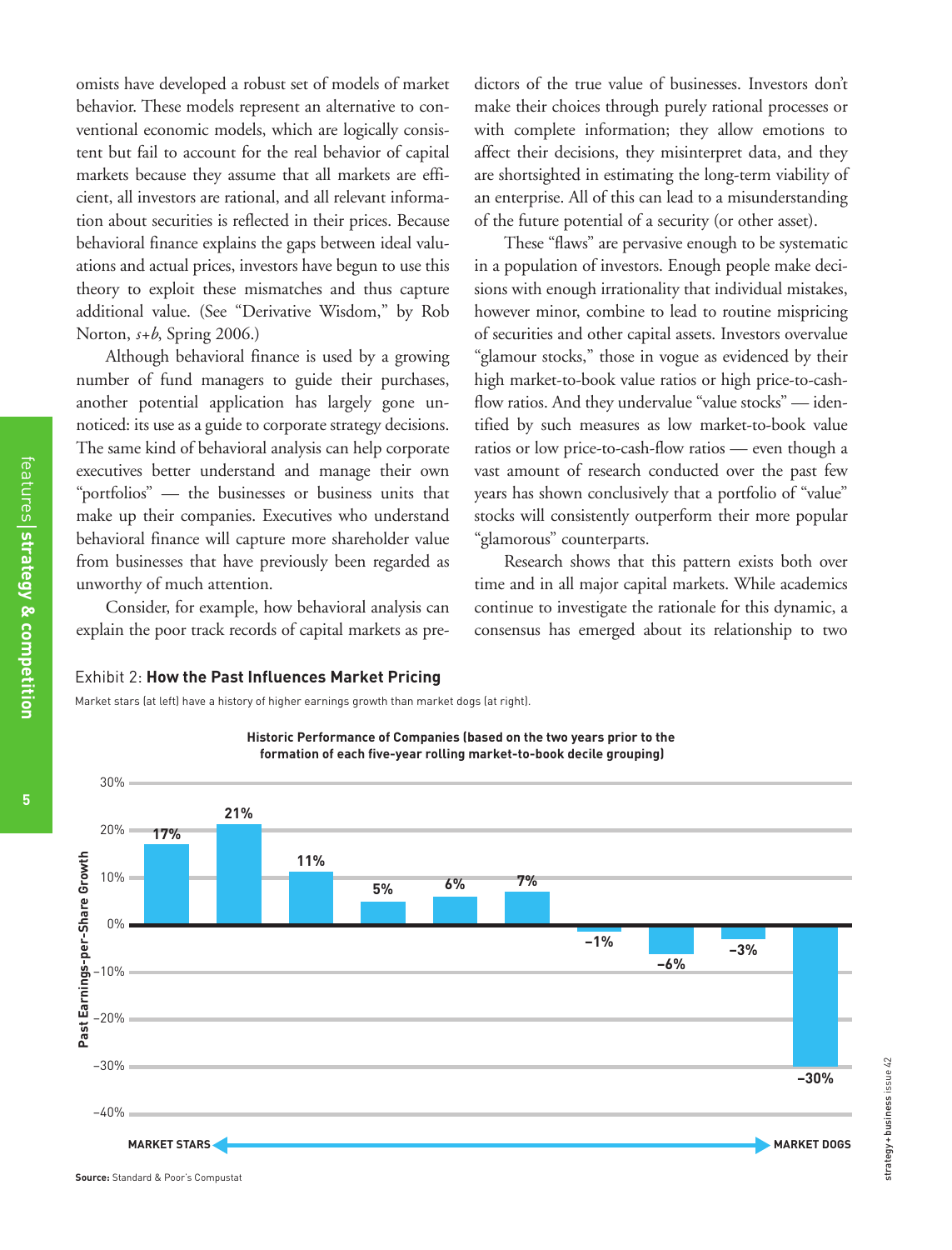omists have developed a robust set of models of market behavior. These models represent an alternative to conventional economic models, which are logically consistent but fail to account for the real behavior of capital markets because they assume that all markets are efficient, all investors are rational, and all relevant information about securities is reflected in their prices. Because behavioral finance explains the gaps between ideal valuations and actual prices, investors have begun to use this theory to exploit these mismatches and thus capture additional value. (See "Derivative Wisdom," by Rob Norton, *s+b*, Spring 2006.)

Although behavioral finance is used by a growing number of fund managers to guide their purchases, another potential application has largely gone unnoticed: its use as a guide to corporate strategy decisions. The same kind of behavioral analysis can help corporate executives better understand and manage their own "portfolios" — the businesses or business units that make up their companies. Executives who understand behavioral finance will capture more shareholder value from businesses that have previously been regarded as unworthy of much attention.

Consider, for example, how behavioral analysis can explain the poor track records of capital markets as predictors of the true value of businesses. Investors don't make their choices through purely rational processes or with complete information; they allow emotions to affect their decisions, they misinterpret data, and they are shortsighted in estimating the long-term viability of an enterprise. All of this can lead to a misunderstanding of the future potential of a security (or other asset).

These "flaws" are pervasive enough to be systematic in a population of investors. Enough people make decisions with enough irrationality that individual mistakes, however minor, combine to lead to routine mispricing of securities and other capital assets. Investors overvalue "glamour stocks," those in vogue as evidenced by their high market-to-book value ratios or high price-to-cash-flow ratios. And they undervalue "value stocks" — identified by such measures as low market-to-book value ratios or low price-to-cash-flow ratios — even though a vast amount of research conducted over the past few years has shown conclusively that a portfolio of "value" stocks will consistently outperform their more popular "glamorous" counterparts.

Research shows that this pattern exists both over time and in all major capital markets. While academics continue to investigate the rationale for this dynamic, a consensus has emerged about its relationship to two

Exhibit 2: **How the Past Influences Market Pricing**

Market stars (at left) have a history of higher earnings growth than market dogs (at right).

**Historic Performance of Companies (based on the two years prior to the formation of each five-year rolling market-to-book decile grouping)**

| Decile (Market Stars → Market Dogs) | Past Earnings-per-Share Growth |
|---|---|
| 1 | 17% |
| 2 | 21% |
| 3 | 11% |
| 4 | 5% |
| 5 | 6% |
| 6 | 7% |
| 7 | −1% |
| 8 | −6% |
| 9 | −3% |
| 10 | −30% |

**Source:** Standard & Poor's Compustat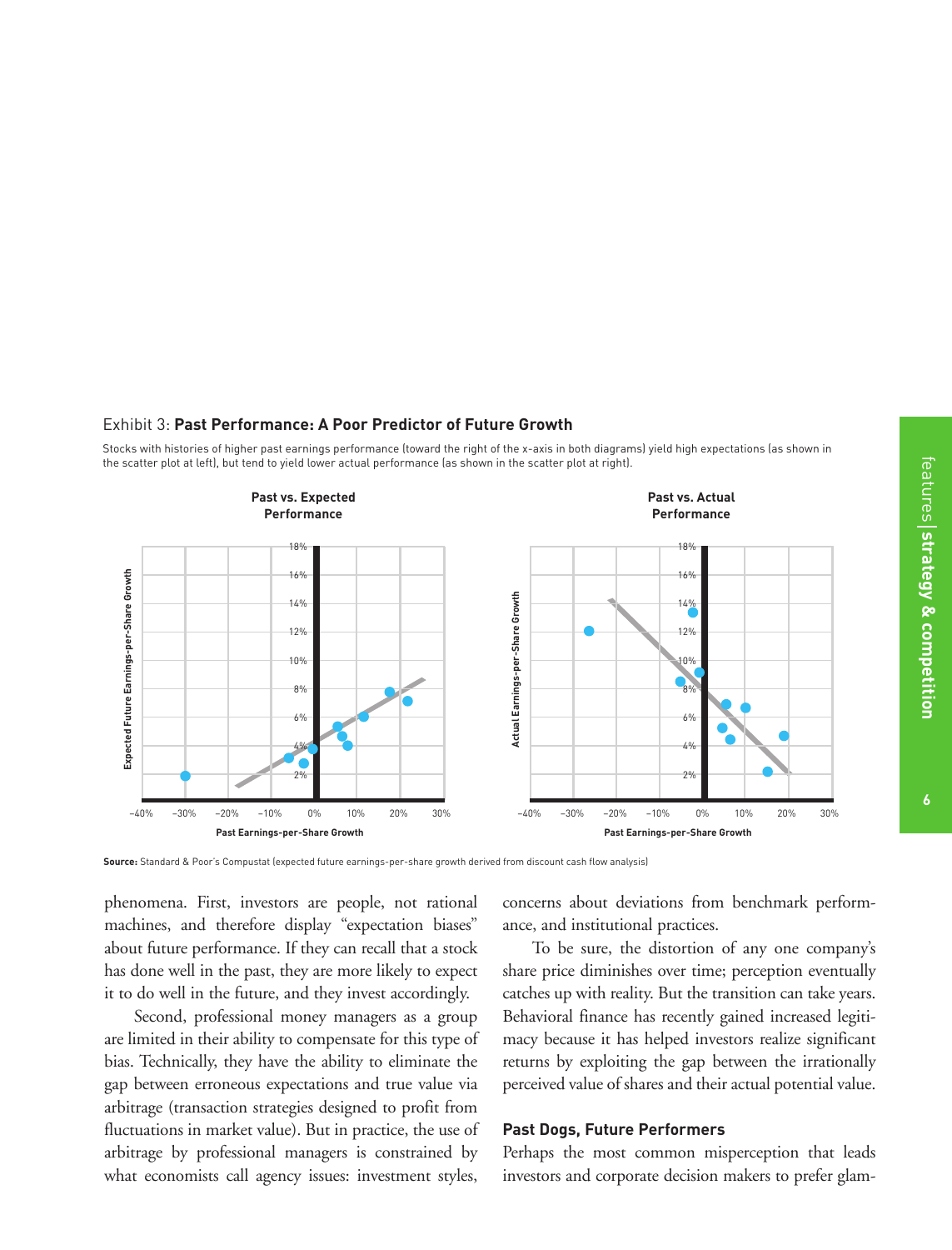Exhibit 3: **Past Performance: A Poor Predictor of Future Growth**

Stocks with histories of higher past earnings performance (toward the right of the x-axis in both diagrams) yield high expectations (as shown in the scatter plot at left), but tend to yield lower actual performance (as shown in the scatter plot at right).

**Source:** Standard & Poor's Compustat (expected future earnings-per-share growth derived from discount cash flow analysis)

phenomena. First, investors are people, not rational machines, and therefore display "expectation biases" about future performance. If they can recall that a stock has done well in the past, they are more likely to expect it to do well in the future, and they invest accordingly.

Second, professional money managers as a group are limited in their ability to compensate for this type of bias. Technically, they have the ability to eliminate the gap between erroneous expectations and true value via arbitrage (transaction strategies designed to profit from fluctuations in market value). But in practice, the use of arbitrage by professional managers is constrained by what economists call agency issues: investment styles, concerns about deviations from benchmark performance, and institutional practices.

To be sure, the distortion of any one company's share price diminishes over time; perception eventually catches up with reality. But the transition can take years. Behavioral finance has recently gained increased legitimacy because it has helped investors realize significant returns by exploiting the gap between the irrationally perceived value of shares and their actual potential value.

### Past Dogs, Future Performers

Perhaps the most common misperception that leads investors and corporate decision makers to prefer glam-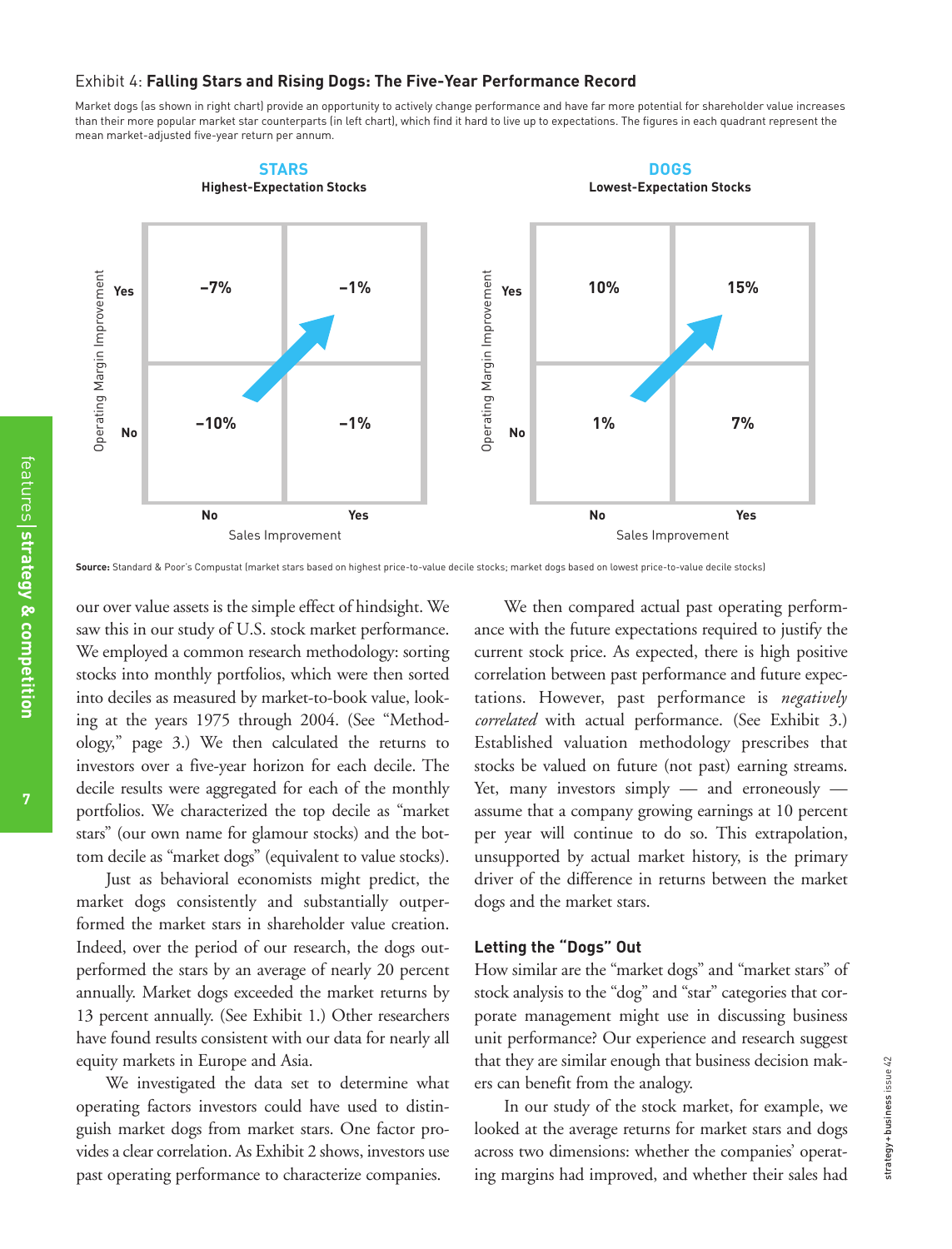Exhibit 4: **Falling Stars and Rising Dogs: The Five-Year Performance Record**

Market dogs (as shown in right chart) provide an opportunity to actively change performance and have far more potential for shareholder value increases than their more popular market star counterparts (in left chart), which find it hard to live up to expectations. The figures in each quadrant represent the mean market-adjusted five-year return per annum.

**STARS**
**Highest-Expectation Stocks**

| Operating Margin Improvement | Sales Improvement: No | Sales Improvement: Yes |
|---|---|---|
| Yes | –7% | –1% |
| No | –10% | –1% |

**DOGS**
**Lowest-Expectation Stocks**

| Operating Margin Improvement | Sales Improvement: No | Sales Improvement: Yes |
|---|---|---|
| Yes | 10% | 15% |
| No | 1% | 7% |

**Source:** Standard & Poor's Compustat (market stars based on highest price-to-value decile stocks; market dogs based on lowest price-to-value decile stocks)

our over value assets is the simple effect of hindsight. We saw this in our study of U.S. stock market performance. We employed a common research methodology: sorting stocks into monthly portfolios, which were then sorted into deciles as measured by market-to-book value, looking at the years 1975 through 2004. (See "Methodology," page 3.) We then calculated the returns to investors over a five-year horizon for each decile. The decile results were aggregated for each of the monthly portfolios. We characterized the top decile as "market stars" (our own name for glamour stocks) and the bottom decile as "market dogs" (equivalent to value stocks).

Just as behavioral economists might predict, the market dogs consistently and substantially outperformed the market stars in shareholder value creation. Indeed, over the period of our research, the dogs outperformed the stars by an average of nearly 20 percent annually. Market dogs exceeded the market returns by 13 percent annually. (See Exhibit 1.) Other researchers have found results consistent with our data for nearly all equity markets in Europe and Asia.

We investigated the data set to determine what operating factors investors could have used to distinguish market dogs from market stars. One factor provides a clear correlation. As Exhibit 2 shows, investors use past operating performance to characterize companies.

We then compared actual past operating performance with the future expectations required to justify the current stock price. As expected, there is high positive correlation between past performance and future expectations. However, past performance is *negatively correlated* with actual performance. (See Exhibit 3.) Established valuation methodology prescribes that stocks be valued on future (not past) earning streams. Yet, many investors simply — and erroneously — assume that a company growing earnings at 10 percent per year will continue to do so. This extrapolation, unsupported by actual market history, is the primary driver of the difference in returns between the market dogs and the market stars.

### Letting the "Dogs" Out

How similar are the "market dogs" and "market stars" of stock analysis to the "dog" and "star" categories that corporate management might use in discussing business unit performance? Our experience and research suggest that they are similar enough that business decision makers can benefit from the analogy.

In our study of the stock market, for example, we looked at the average returns for market stars and dogs across two dimensions: whether the companies' operating margins had improved, and whether their sales had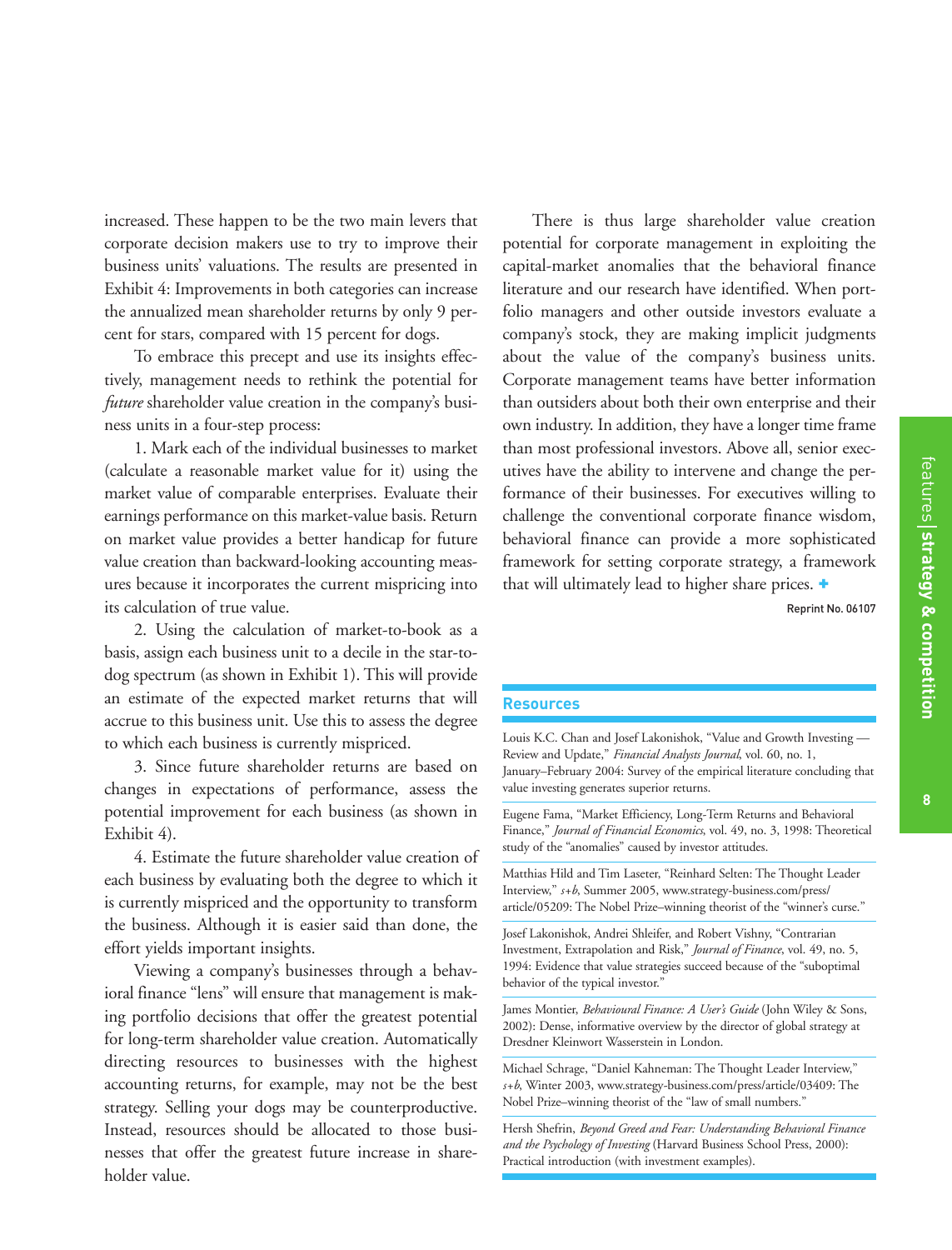increased. These happen to be the two main levers that corporate decision makers use to try to improve their business units' valuations. The results are presented in Exhibit 4: Improvements in both categories can increase the annualized mean shareholder returns by only 9 percent for stars, compared with 15 percent for dogs.

To embrace this precept and use its insights effectively, management needs to rethink the potential for *future* shareholder value creation in the company's business units in a four-step process:

1. Mark each of the individual businesses to market (calculate a reasonable market value for it) using the market value of comparable enterprises. Evaluate their earnings performance on this market-value basis. Return on market value provides a better handicap for future value creation than backward-looking accounting measures because it incorporates the current mispricing into its calculation of true value.

2. Using the calculation of market-to-book as a basis, assign each business unit to a decile in the star-to-dog spectrum (as shown in Exhibit 1). This will provide an estimate of the expected market returns that will accrue to this business unit. Use this to assess the degree to which each business is currently mispriced.

3. Since future shareholder returns are based on changes in expectations of performance, assess the potential improvement for each business (as shown in Exhibit 4).

4. Estimate the future shareholder value creation of each business by evaluating both the degree to which it is currently mispriced and the opportunity to transform the business. Although it is easier said than done, the effort yields important insights.

Viewing a company's businesses through a behavioral finance "lens" will ensure that management is making portfolio decisions that offer the greatest potential for long-term shareholder value creation. Automatically directing resources to businesses with the highest accounting returns, for example, may not be the best strategy. Selling your dogs may be counterproductive. Instead, resources should be allocated to those businesses that offer the greatest future increase in shareholder value.

There is thus large shareholder value creation potential for corporate management in exploiting the capital-market anomalies that the behavioral finance literature and our research have identified. When portfolio managers and other outside investors evaluate a company's stock, they are making implicit judgments about the value of the company's business units. Corporate management teams have better information than outsiders about both their own enterprise and their own industry. In addition, they have a longer time frame than most professional investors. Above all, senior executives have the ability to intervene and change the performance of their businesses. For executives willing to challenge the conventional corporate finance wisdom, behavioral finance can provide a more sophisticated framework for setting corporate strategy, a framework that will ultimately lead to higher share prices. +

Reprint No. 06107

## Resources

Louis K.C. Chan and Josef Lakonishok, "Value and Growth Investing — Review and Update," *Financial Analysts Journal*, vol. 60, no. 1, January–February 2004: Survey of the empirical literature concluding that value investing generates superior returns.

Eugene Fama, "Market Efficiency, Long-Term Returns and Behavioral Finance," *Journal of Financial Economics*, vol. 49, no. 3, 1998: Theoretical study of the "anomalies" caused by investor attitudes.

Matthias Hild and Tim Laseter, "Reinhard Selten: The Thought Leader Interview," *s+b*, Summer 2005, www.strategy-business.com/press/article/05209: The Nobel Prize–winning theorist of the "winner's curse."

Josef Lakonishok, Andrei Shleifer, and Robert Vishny, "Contrarian Investment, Extrapolation and Risk," *Journal of Finance*, vol. 49, no. 5, 1994: Evidence that value strategies succeed because of the "suboptimal behavior of the typical investor."

James Montier, *Behavioural Finance: A User's Guide* (John Wiley & Sons, 2002): Dense, informative overview by the director of global strategy at Dresdner Kleinwort Wasserstein in London.

Michael Schrage, "Daniel Kahneman: The Thought Leader Interview," *s+b*, Winter 2003, www.strategy-business.com/press/article/03409: The Nobel Prize–winning theorist of the "law of small numbers."

Hersh Shefrin, *Beyond Greed and Fear: Understanding Behavioral Finance and the Psychology of Investing* (Harvard Business School Press, 2000): Practical introduction (with investment examples).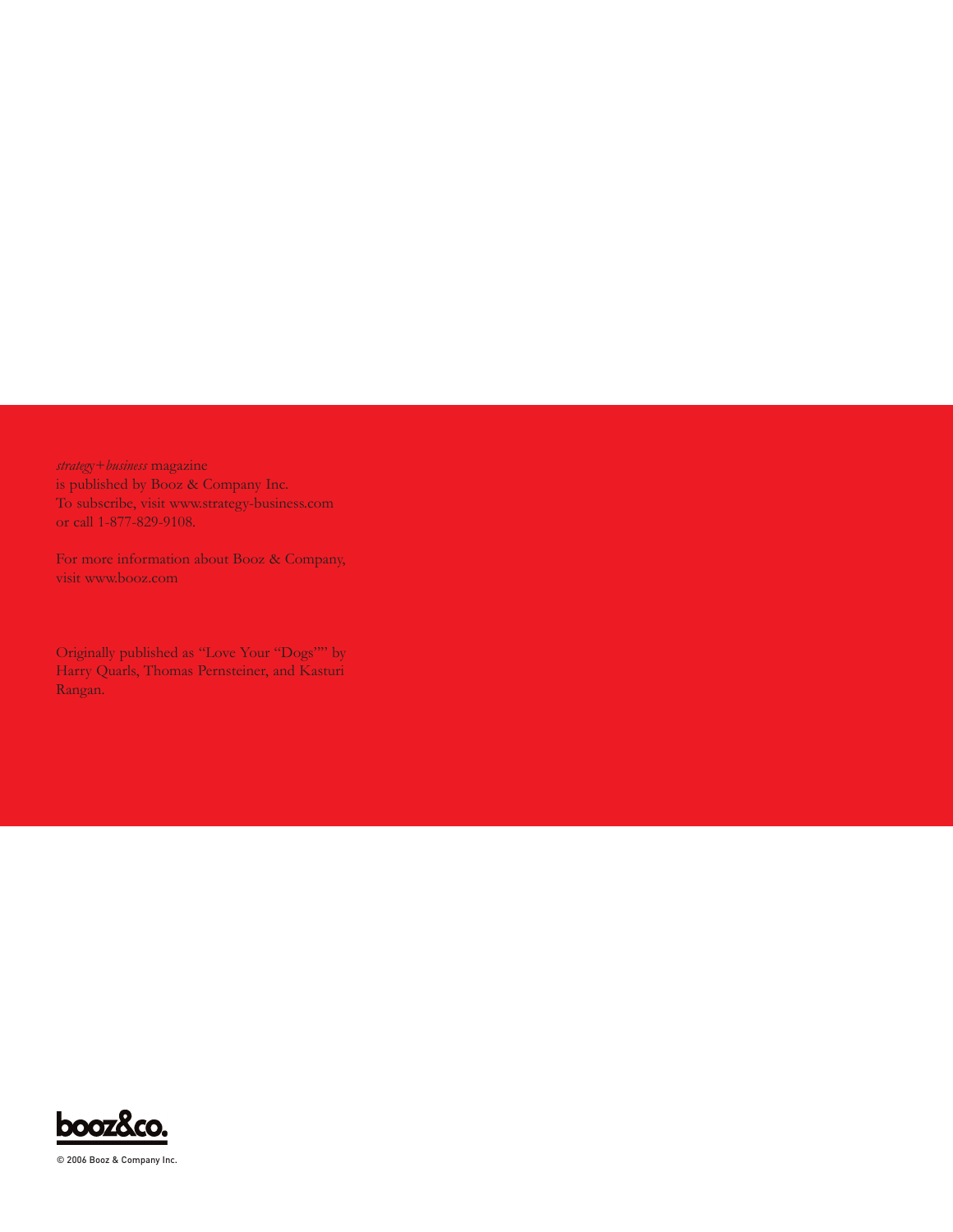*strategy+business* magazine
is published by Booz & Company Inc.
To subscribe, visit www.strategy-business.com
or call 1-877-829-9108.

For more information about Booz & Company,
visit www.booz.com

Originally published as "Love Your "Dogs"" by Harry Quarls, Thomas Pernsteiner, and Kasturi Rangan.

booz&co.

© 2006 Booz & Company Inc.